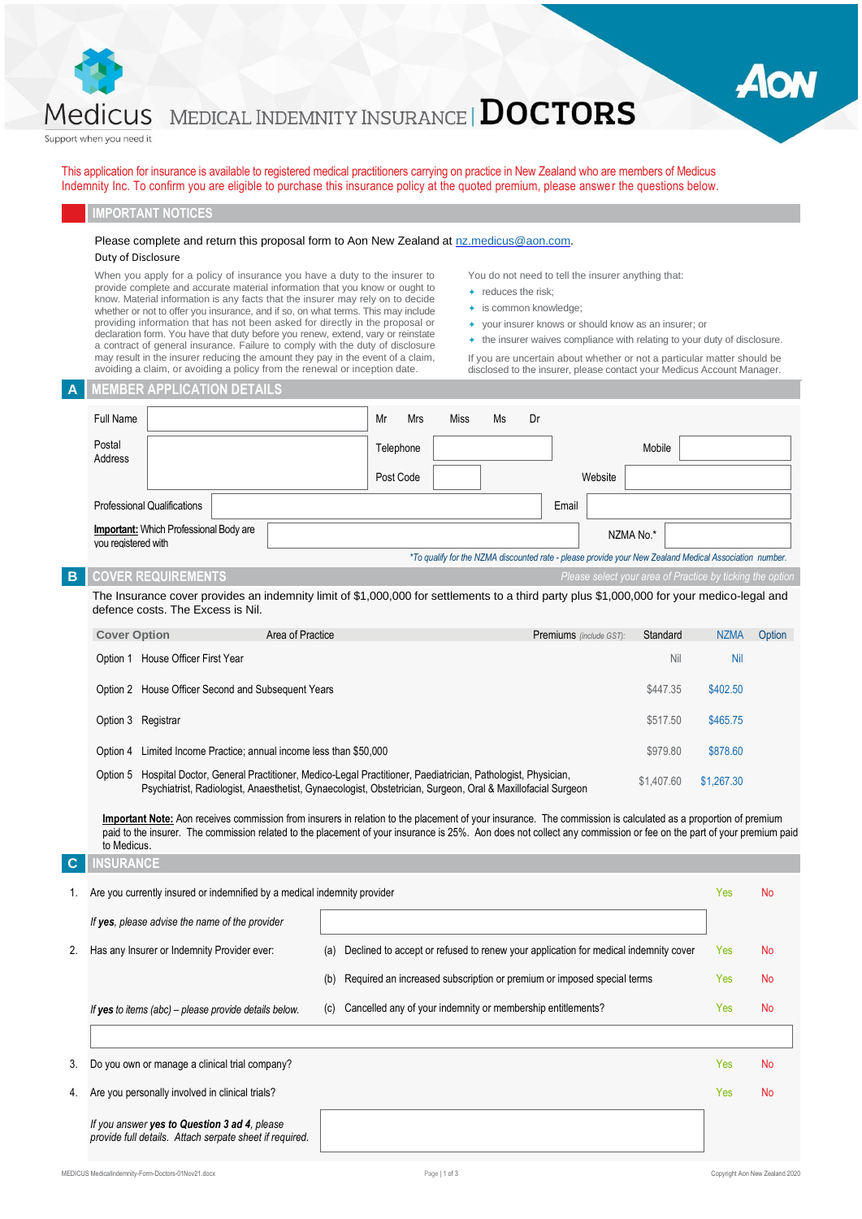# Medicus MEDICAL INDEMNITY INSURANCE | DOCTORS

Support when you need it

AON

This application for insurance is available to registered medical practitioners carrying on practice in New Zealand who are members of Medicus Indemnity Inc. To confirm you are eligible to purchase this insurance policy at the quoted premium, please answer the questions below.

## IMPORTANT NOTICES

Please complete and return this proposal form to Aon New Zealand at nz.medicus@aon.com.

### Duty of Disclosure

When you apply for a policy of insurance you have a duty to the insurer to provide complete and accurate material information that you know or ought to know. Material information is any facts that the insurer may rely on to decide whether or not to offer you insurance, and if so, on what terms. This may include providing information that has not been asked for directly in the proposal or declaration form. You have that duty before you renew, extend, vary or reinstate a contract of general insurance. Failure to comply with the duty of disclosure may result in the insurer reducing the amount they pay in the event of a claim, avoiding a claim, or avoiding a policy from the renewal or inception date.

You do not need to tell the insurer anything that:

- reduces the risk;
- is common knowledge;
- your insurer knows or should know as an insurer; or
- the insurer waives compliance with relating to your duty of disclosure.

If you are uncertain about whether or not a particular matter should be disclosed to the insurer, please contact your Medicus Account Manager.

## A MEMBER APPLICATION DETAILS

| | | | |
|---|---|---|---|
| Full Name | | Mr Mrs Miss Ms Dr | |
| Postal Address | | Telephone | Mobile |
| | | Post Code | Website |
| Professional Qualifications | | Email | |
| **Important:** Which Professional Body are you registered with | | NZMA No.* | |

*To qualify for the NZMA discounted rate - please provide your New Zealand Medical Association number.

## B COVER REQUIREMENTS

*Please select your area of Practice by ticking the option*

The Insurance cover provides an indemnity limit of $1,000,000 for settlements to a third party plus $1,000,000 for your medico-legal and defence costs. The Excess is Nil.

| Cover Option | Area of Practice | Standard | NZMA | Option |
|---|---|---|---|---|
| | Premiums *(include GST)*: | | | |
| Option 1 | House Officer First Year | Nil | Nil | |
| Option 2 | House Officer Second and Subsequent Years | $447.35 | $402.50 | |
| Option 3 | Registrar | $517.50 | $465.75 | |
| Option 4 | Limited Income Practice; annual income less than $50,000 | $979.80 | $878.60 | |
| Option 5 | Hospital Doctor, General Practitioner, Medico-Legal Practitioner, Paediatrician, Pathologist, Physician, Psychiatrist, Radiologist, Anaesthetist, Gynaecologist, Obstetrician, Surgeon, Oral & Maxillofacial Surgeon | $1,407.60 | $1,267.30 | |

**Important Note:** Aon receives commission from insurers in relation to the placement of your insurance. The commission is calculated as a proportion of premium paid to the insurer. The commission related to the placement of your insurance is 25%. Aon does not collect any commission or fee on the part of your premium paid to Medicus.

## C INSURANCE

1. Are you currently insured or indemnified by a medical indemnity provider — Yes / No

   *If **yes**, please advise the name of the provider* ______

2. Has any Insurer or Indemnity Provider ever:
   - (a) Declined to accept or refused to renew your application for medical indemnity cover — Yes / No
   - (b) Required an increased subscription or premium or imposed special terms — Yes / No
   - (c) Cancelled any of your indemnity or membership entitlements? — Yes / No

   *If **yes** to items (abc) – please provide details below.* ______

3. Do you own or manage a clinical trial company? — Yes / No

4. Are you personally involved in clinical trials? — Yes / No

   *If you answer **yes to Question 3 ad 4**, please provide full details. Attach serpate sheet if required.* ______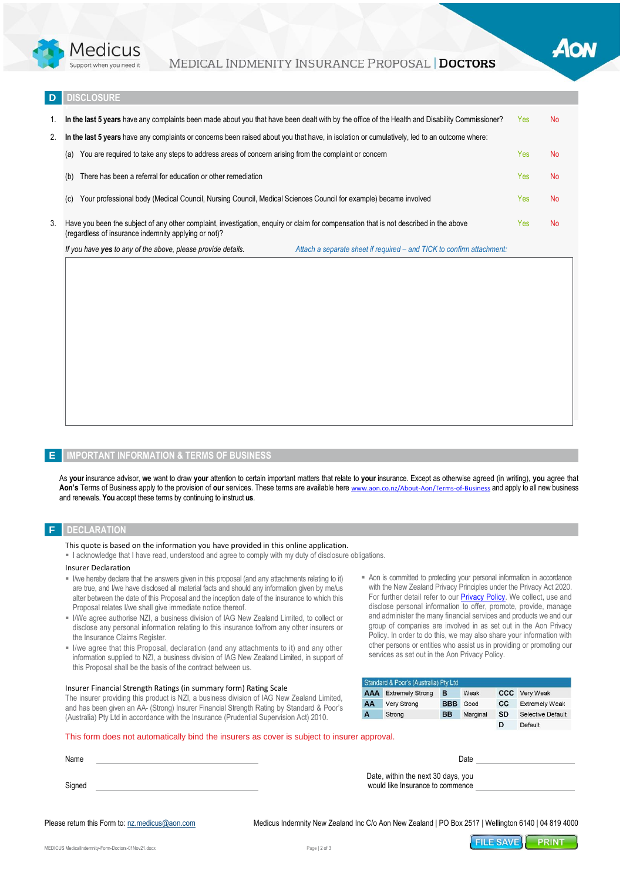## D DISCLOSURE

1. **In the last 5 years** have any complaints been made about you that have been dealt with by the office of the Health and Disability Commissioner? Yes No
2. **In the last 5 years** have any complaints or concerns been raised about you that have, in isolation or cumulatively, led to an outcome where:
   - (a) You are required to take any steps to address areas of concern arising from the complaint or concern Yes No
   - (b) There has been a referral for education or other remediation Yes No
   - (c) Your professional body (Medical Council, Nursing Council, Medical Sciences Council for example) became involved Yes No
3. Have you been the subject of any other complaint, investigation, enquiry or claim for compensation that is not described in the above (regardless of insurance indemnity applying or not)? Yes No

*If you have **yes** to any of the above, please provide details.* *Attach a separate sheet if required – and TICK to confirm attachment:*

## E IMPORTANT INFORMATION & TERMS OF BUSINESS

As **your** insurance advisor, **we** want to draw **your** attention to certain important matters that relate to **your** insurance. Except as otherwise agreed (in writing), **you** agree that **Aon's** Terms of Business apply to the provision of **our** services. These terms are available here www.aon.co.nz/About-Aon/Terms-of-Business and apply to all new business and renewals. **You** accept these terms by continuing to instruct **us**.

## F DECLARATION

This quote is based on the information you have provided in this online application.

- I acknowledge that I have read, understood and agree to comply with my duty of disclosure obligations.

Insurer Declaration

- I/we hereby declare that the answers given in this proposal (and any attachments relating to it) are true, and I/we have disclosed all material facts and should any information given by me/us alter between the date of this Proposal and the inception date of the insurance to which this Proposal relates I/we shall give immediate notice thereof.
- I/We agree authorise NZI, a business division of IAG New Zealand Limited, to collect or disclose any personal information relating to this insurance to/from any other insurers or the Insurance Claims Register.
- I/we agree that this Proposal, declaration (and any attachments to it) and any other information supplied to NZI, a business division of IAG New Zealand Limited, in support of this Proposal shall be the basis of the contract between us.
- Aon is committed to protecting your personal information in accordance with the New Zealand Privacy Principles under the Privacy Act 2020. For further detail refer to our Privacy Policy. We collect, use and disclose personal information to offer, promote, provide, manage and administer the many financial services and products we and our group of companies are involved in as set out in the Aon Privacy Policy. In order to do this, we may also share your information with other persons or entities who assist us in providing or promoting our services as set out in the Aon Privacy Policy.

Insurer Financial Strength Ratings (in summary form) Rating Scale

The insurer providing this product is NZI, a business division of IAG New Zealand Limited, and has been given an AA- (Strong) Insurer Financial Strength Rating by Standard & Poor's (Australia) Pty Ltd in accordance with the Insurance (Prudential Supervision Act) 2010.

| Standard & Poor's (Australia) Pty Ltd | | | | | |
|---|---|---|---|---|---|
| AAA | Extremely Strong | B | Weak | CCC | Very Weak |
| AA | Very Strong | BBB | Good | CC | Extremely Weak |
| A | Strong | BB | Marginal | SD | Selective Default |
| | | | | D | Default |

This form does not automatically bind the insurers as cover is subject to insurer approval.

Name ____________________ Date ____________________

Signed ____________________ Date, within the next 30 days, you would like Insurance to commence ____________________

Please return this Form to: nz.medicus@aon.com

Medicus Indemnity New Zealand Inc C/o Aon New Zealand | PO Box 2517 | Wellington 6140 | 04 819 4000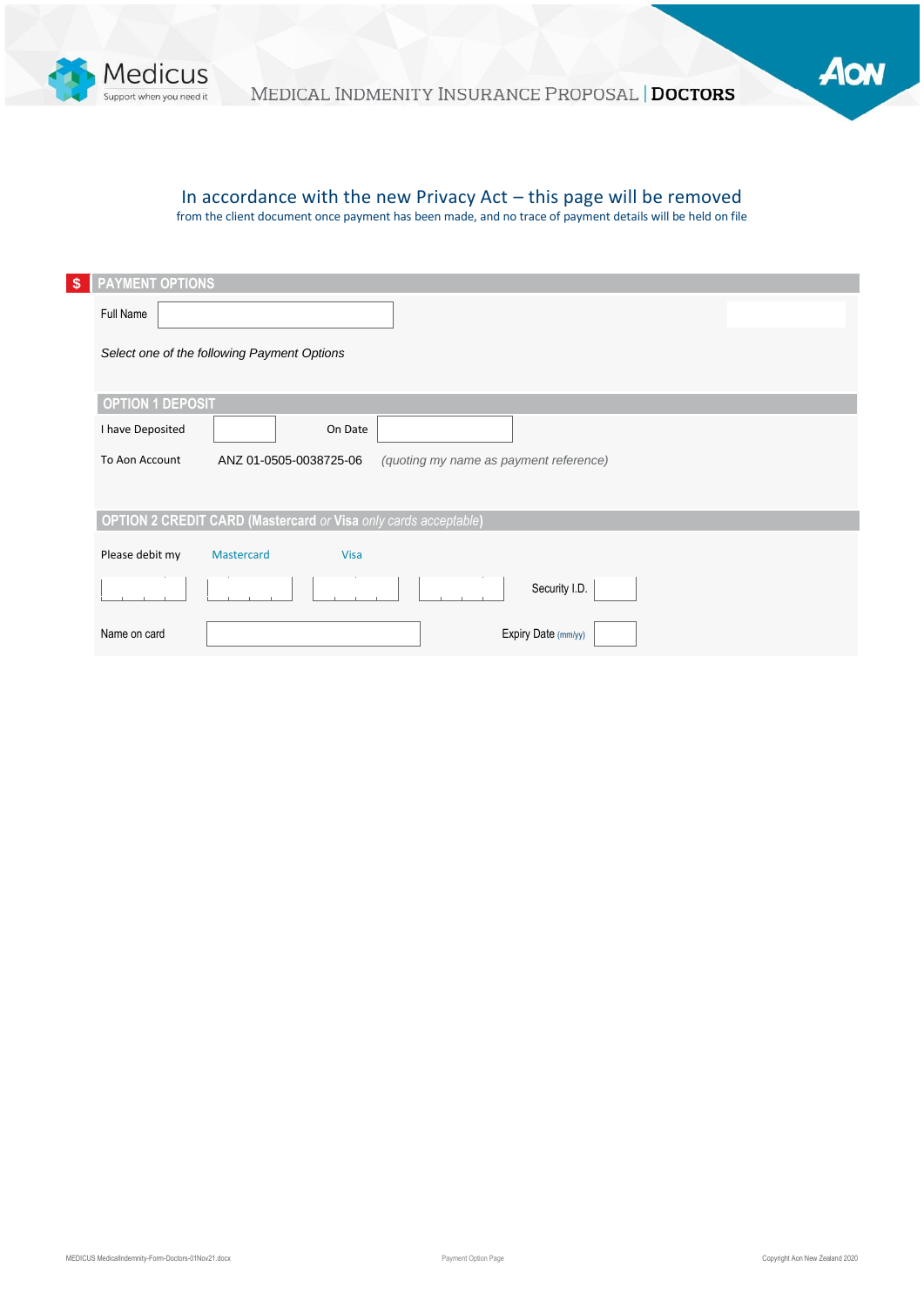In accordance with the new Privacy Act – this page will be removed
from the client document once payment has been made, and no trace of payment details will be held on file

## $ PAYMENT OPTIONS

Full Name

*Select one of the following Payment Options*

### OPTION 1 DEPOSIT

I have Deposited On Date

To Aon Account ANZ 01-0505-0038725-06 *(quoting my name as payment reference)*

### OPTION 2 CREDIT CARD (Mastercard *or* Visa *only cards acceptable*)

Please debit my Mastercard Visa

Security I.D.

Name on card Expiry Date (mm/yy)